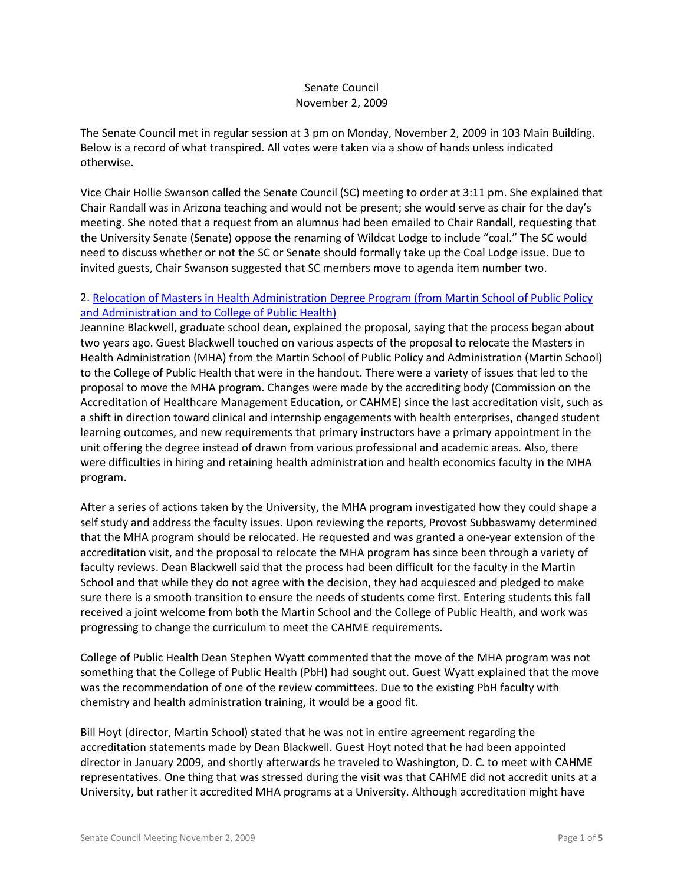Senate Council
November 2, 2009

The Senate Council met in regular session at 3 pm on Monday, November 2, 2009 in 103 Main Building. Below is a record of what transpired. All votes were taken via a show of hands unless indicated otherwise.

Vice Chair Hollie Swanson called the Senate Council (SC) meeting to order at 3:11 pm. She explained that Chair Randall was in Arizona teaching and would not be present; she would serve as chair for the day's meeting. She noted that a request from an alumnus had been emailed to Chair Randall, requesting that the University Senate (Senate) oppose the renaming of Wildcat Lodge to include "coal." The SC would need to discuss whether or not the SC or Senate should formally take up the Coal Lodge issue. Due to invited guests, Chair Swanson suggested that SC members move to agenda item number two.

2. Relocation of Masters in Health Administration Degree Program (from Martin School of Public Policy and Administration and to College of Public Health)

Jeannine Blackwell, graduate school dean, explained the proposal, saying that the process began about two years ago. Guest Blackwell touched on various aspects of the proposal to relocate the Masters in Health Administration (MHA) from the Martin School of Public Policy and Administration (Martin School) to the College of Public Health that were in the handout. There were a variety of issues that led to the proposal to move the MHA program. Changes were made by the accrediting body (Commission on the Accreditation of Healthcare Management Education, or CAHME) since the last accreditation visit, such as a shift in direction toward clinical and internship engagements with health enterprises, changed student learning outcomes, and new requirements that primary instructors have a primary appointment in the unit offering the degree instead of drawn from various professional and academic areas. Also, there were difficulties in hiring and retaining health administration and health economics faculty in the MHA program.

After a series of actions taken by the University, the MHA program investigated how they could shape a self study and address the faculty issues. Upon reviewing the reports, Provost Subbaswamy determined that the MHA program should be relocated. He requested and was granted a one-year extension of the accreditation visit, and the proposal to relocate the MHA program has since been through a variety of faculty reviews. Dean Blackwell said that the process had been difficult for the faculty in the Martin School and that while they do not agree with the decision, they had acquiesced and pledged to make sure there is a smooth transition to ensure the needs of students come first. Entering students this fall received a joint welcome from both the Martin School and the College of Public Health, and work was progressing to change the curriculum to meet the CAHME requirements.

College of Public Health Dean Stephen Wyatt commented that the move of the MHA program was not something that the College of Public Health (PbH) had sought out. Guest Wyatt explained that the move was the recommendation of one of the review committees. Due to the existing PbH faculty with chemistry and health administration training, it would be a good fit.

Bill Hoyt (director, Martin School) stated that he was not in entire agreement regarding the accreditation statements made by Dean Blackwell. Guest Hoyt noted that he had been appointed director in January 2009, and shortly afterwards he traveled to Washington, D. C. to meet with CAHME representatives. One thing that was stressed during the visit was that CAHME did not accredit units at a University, but rather it accredited MHA programs at a University. Although accreditation might have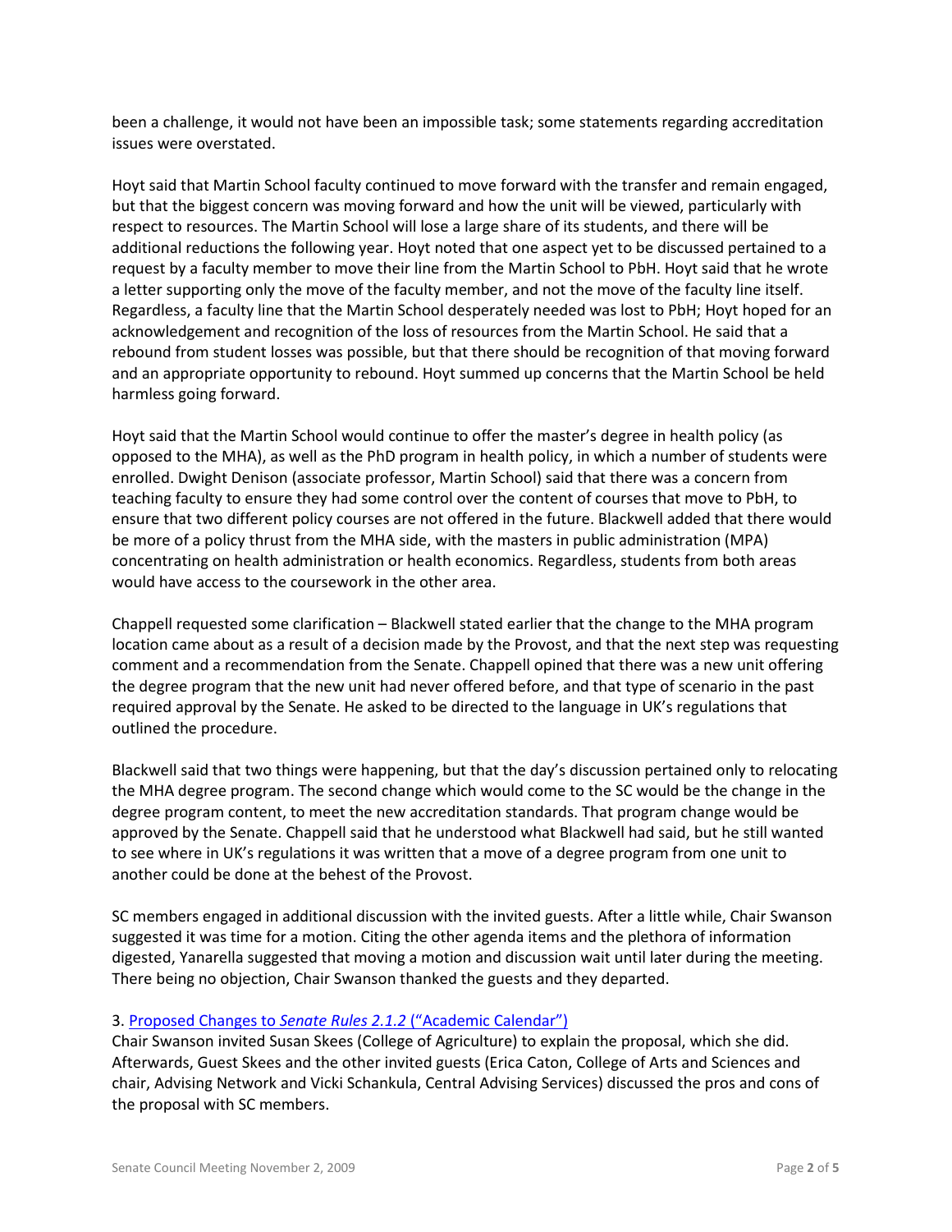been a challenge, it would not have been an impossible task; some statements regarding accreditation issues were overstated.

Hoyt said that Martin School faculty continued to move forward with the transfer and remain engaged, but that the biggest concern was moving forward and how the unit will be viewed, particularly with respect to resources. The Martin School will lose a large share of its students, and there will be additional reductions the following year. Hoyt noted that one aspect yet to be discussed pertained to a request by a faculty member to move their line from the Martin School to PbH. Hoyt said that he wrote a letter supporting only the move of the faculty member, and not the move of the faculty line itself. Regardless, a faculty line that the Martin School desperately needed was lost to PbH; Hoyt hoped for an acknowledgement and recognition of the loss of resources from the Martin School. He said that a rebound from student losses was possible, but that there should be recognition of that moving forward and an appropriate opportunity to rebound. Hoyt summed up concerns that the Martin School be held harmless going forward.

Hoyt said that the Martin School would continue to offer the master's degree in health policy (as opposed to the MHA), as well as the PhD program in health policy, in which a number of students were enrolled. Dwight Denison (associate professor, Martin School) said that there was a concern from teaching faculty to ensure they had some control over the content of courses that move to PbH, to ensure that two different policy courses are not offered in the future. Blackwell added that there would be more of a policy thrust from the MHA side, with the masters in public administration (MPA) concentrating on health administration or health economics. Regardless, students from both areas would have access to the coursework in the other area.

Chappell requested some clarification – Blackwell stated earlier that the change to the MHA program location came about as a result of a decision made by the Provost, and that the next step was requesting comment and a recommendation from the Senate. Chappell opined that there was a new unit offering the degree program that the new unit had never offered before, and that type of scenario in the past required approval by the Senate. He asked to be directed to the language in UK's regulations that outlined the procedure.

Blackwell said that two things were happening, but that the day's discussion pertained only to relocating the MHA degree program. The second change which would come to the SC would be the change in the degree program content, to meet the new accreditation standards. That program change would be approved by the Senate. Chappell said that he understood what Blackwell had said, but he still wanted to see where in UK's regulations it was written that a move of a degree program from one unit to another could be done at the behest of the Provost.

SC members engaged in additional discussion with the invited guests. After a little while, Chair Swanson suggested it was time for a motion. Citing the other agenda items and the plethora of information digested, Yanarella suggested that moving a motion and discussion wait until later during the meeting. There being no objection, Chair Swanson thanked the guests and they departed.

3. Proposed Changes to *Senate Rules 2.1.2* ("Academic Calendar")
Chair Swanson invited Susan Skees (College of Agriculture) to explain the proposal, which she did. Afterwards, Guest Skees and the other invited guests (Erica Caton, College of Arts and Sciences and chair, Advising Network and Vicki Schankula, Central Advising Services) discussed the pros and cons of the proposal with SC members.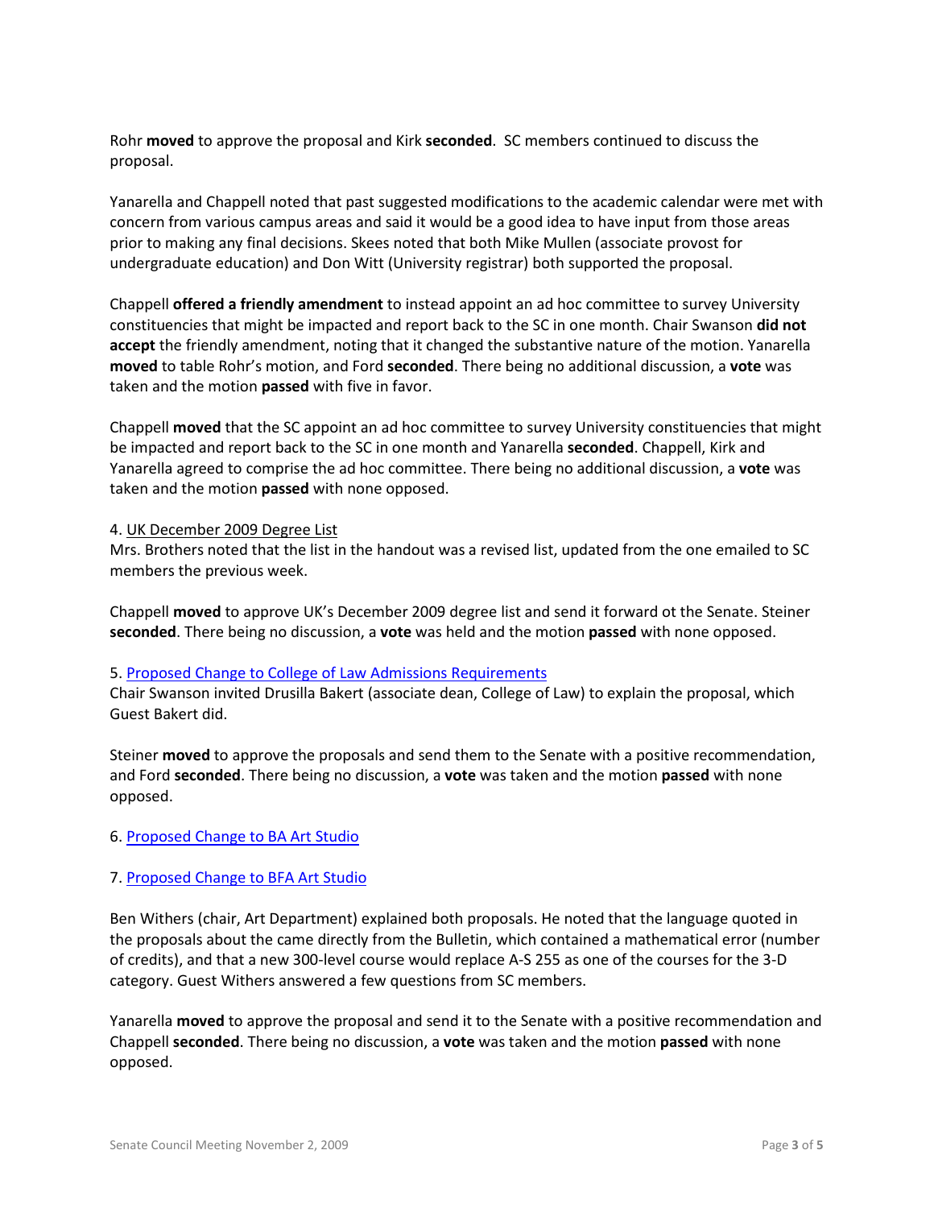Rohr **moved** to approve the proposal and Kirk **seconded**. SC members continued to discuss the proposal.

Yanarella and Chappell noted that past suggested modifications to the academic calendar were met with concern from various campus areas and said it would be a good idea to have input from those areas prior to making any final decisions. Skees noted that both Mike Mullen (associate provost for undergraduate education) and Don Witt (University registrar) both supported the proposal.

Chappell **offered a friendly amendment** to instead appoint an ad hoc committee to survey University constituencies that might be impacted and report back to the SC in one month. Chair Swanson **did not accept** the friendly amendment, noting that it changed the substantive nature of the motion. Yanarella **moved** to table Rohr's motion, and Ford **seconded**. There being no additional discussion, a **vote** was taken and the motion **passed** with five in favor.

Chappell **moved** that the SC appoint an ad hoc committee to survey University constituencies that might be impacted and report back to the SC in one month and Yanarella **seconded**. Chappell, Kirk and Yanarella agreed to comprise the ad hoc committee. There being no additional discussion, a **vote** was taken and the motion **passed** with none opposed.

4. UK December 2009 Degree List

Mrs. Brothers noted that the list in the handout was a revised list, updated from the one emailed to SC members the previous week.

Chappell **moved** to approve UK's December 2009 degree list and send it forward ot the Senate. Steiner **seconded**. There being no discussion, a **vote** was held and the motion **passed** with none opposed.

5. Proposed Change to College of Law Admissions Requirements

Chair Swanson invited Drusilla Bakert (associate dean, College of Law) to explain the proposal, which Guest Bakert did.

Steiner **moved** to approve the proposals and send them to the Senate with a positive recommendation, and Ford **seconded**. There being no discussion, a **vote** was taken and the motion **passed** with none opposed.

6. Proposed Change to BA Art Studio

7. Proposed Change to BFA Art Studio

Ben Withers (chair, Art Department) explained both proposals. He noted that the language quoted in the proposals about the came directly from the Bulletin, which contained a mathematical error (number of credits), and that a new 300-level course would replace A-S 255 as one of the courses for the 3-D category. Guest Withers answered a few questions from SC members.

Yanarella **moved** to approve the proposal and send it to the Senate with a positive recommendation and Chappell **seconded**. There being no discussion, a **vote** was taken and the motion **passed** with none opposed.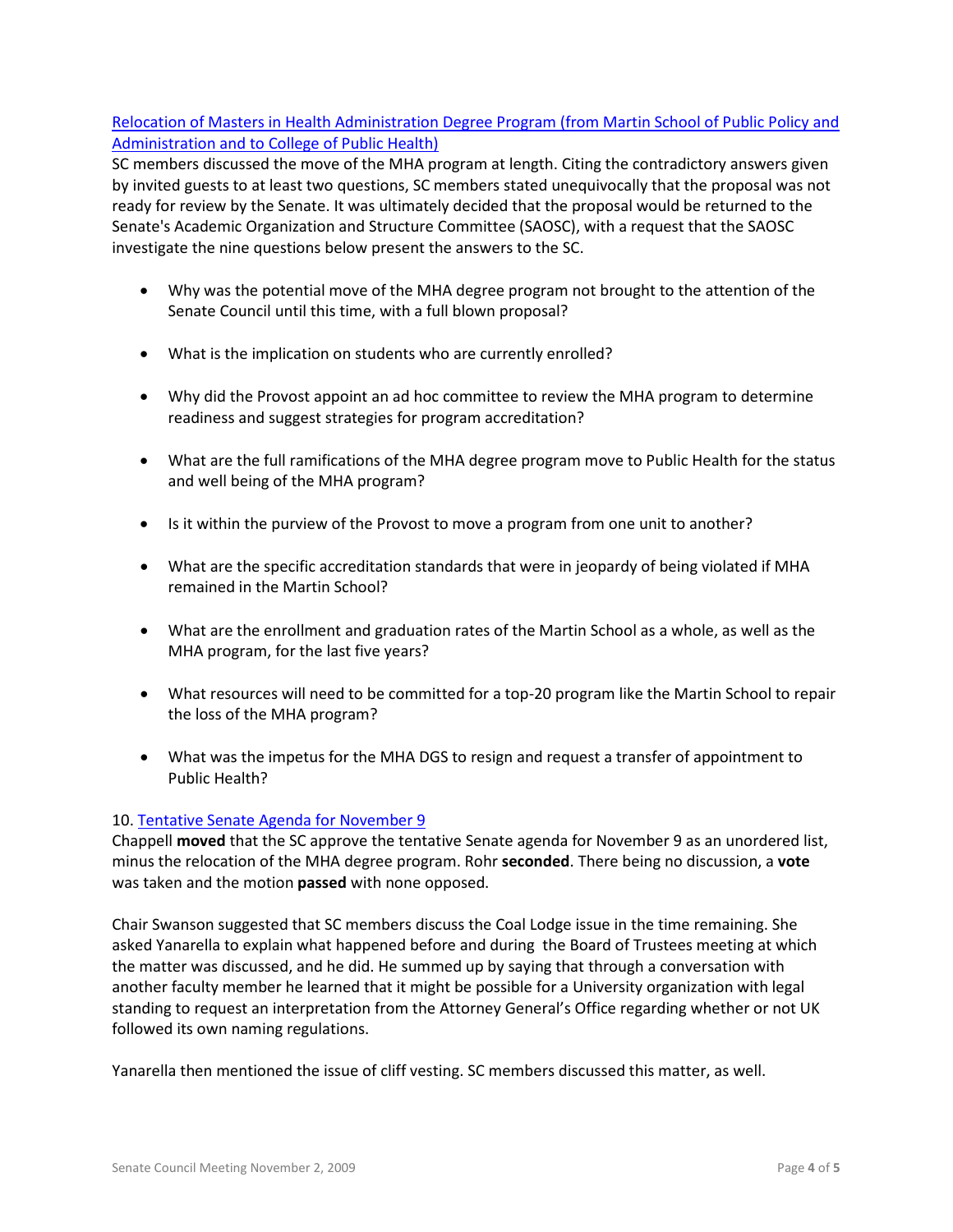[Relocation of Masters in Health Administration Degree Program (from Martin School of Public Policy and Administration and to College of Public Health)](#)

SC members discussed the move of the MHA program at length. Citing the contradictory answers given by invited guests to at least two questions, SC members stated unequivocally that the proposal was not ready for review by the Senate. It was ultimately decided that the proposal would be returned to the Senate's Academic Organization and Structure Committee (SAOSC), with a request that the SAOSC investigate the nine questions below present the answers to the SC.

- Why was the potential move of the MHA degree program not brought to the attention of the Senate Council until this time, with a full blown proposal?
- What is the implication on students who are currently enrolled?
- Why did the Provost appoint an ad hoc committee to review the MHA program to determine readiness and suggest strategies for program accreditation?
- What are the full ramifications of the MHA degree program move to Public Health for the status and well being of the MHA program?
- Is it within the purview of the Provost to move a program from one unit to another?
- What are the specific accreditation standards that were in jeopardy of being violated if MHA remained in the Martin School?
- What are the enrollment and graduation rates of the Martin School as a whole, as well as the MHA program, for the last five years?
- What resources will need to be committed for a top-20 program like the Martin School to repair the loss of the MHA program?
- What was the impetus for the MHA DGS to resign and request a transfer of appointment to Public Health?

10. [Tentative Senate Agenda for November 9](#)

Chappell **moved** that the SC approve the tentative Senate agenda for November 9 as an unordered list, minus the relocation of the MHA degree program. Rohr **seconded**. There being no discussion, a **vote** was taken and the motion **passed** with none opposed.

Chair Swanson suggested that SC members discuss the Coal Lodge issue in the time remaining. She asked Yanarella to explain what happened before and during the Board of Trustees meeting at which the matter was discussed, and he did. He summed up by saying that through a conversation with another faculty member he learned that it might be possible for a University organization with legal standing to request an interpretation from the Attorney General's Office regarding whether or not UK followed its own naming regulations.

Yanarella then mentioned the issue of cliff vesting. SC members discussed this matter, as well.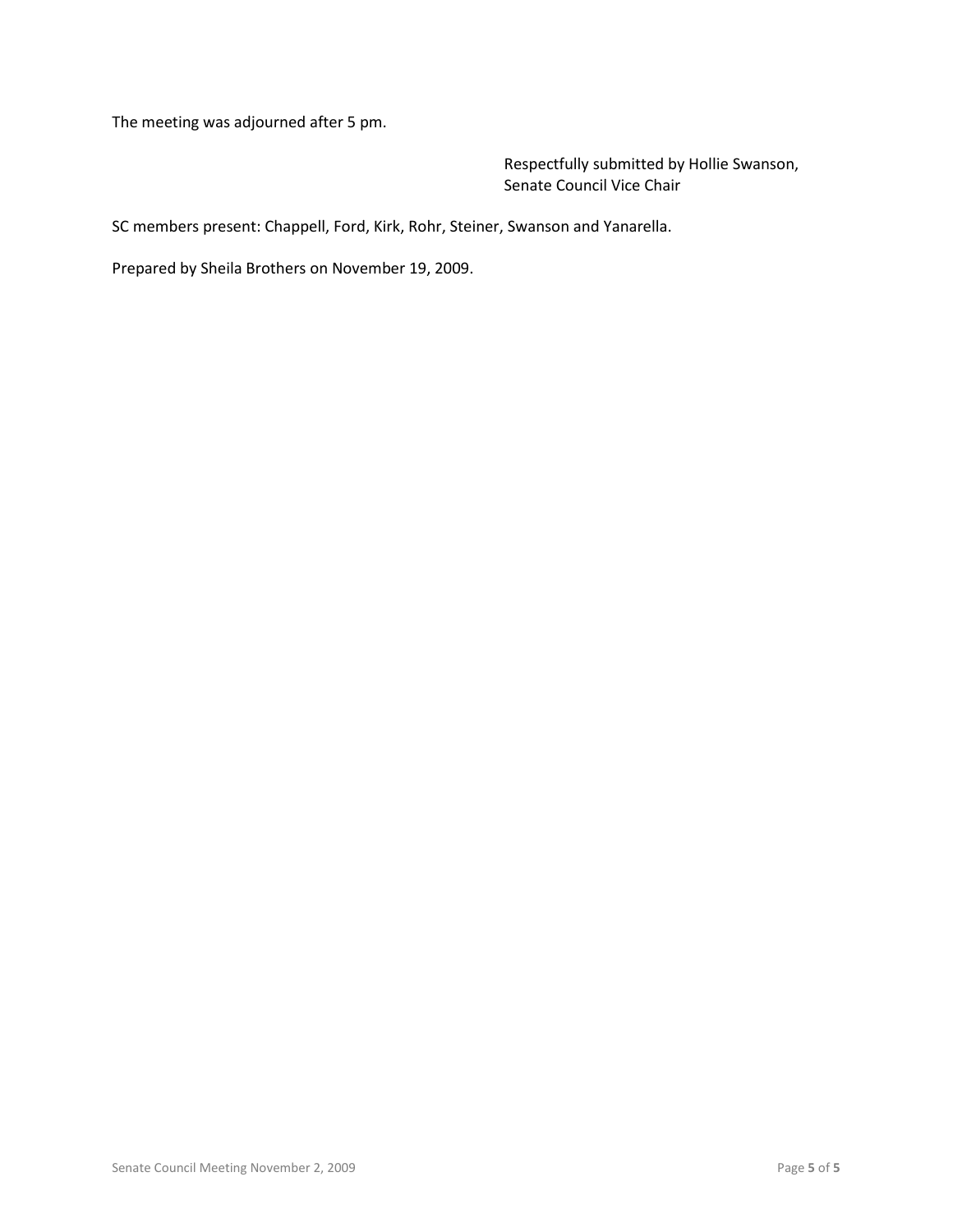The meeting was adjourned after 5 pm.

Respectfully submitted by Hollie Swanson,
Senate Council Vice Chair

SC members present: Chappell, Ford, Kirk, Rohr, Steiner, Swanson and Yanarella.

Prepared by Sheila Brothers on November 19, 2009.